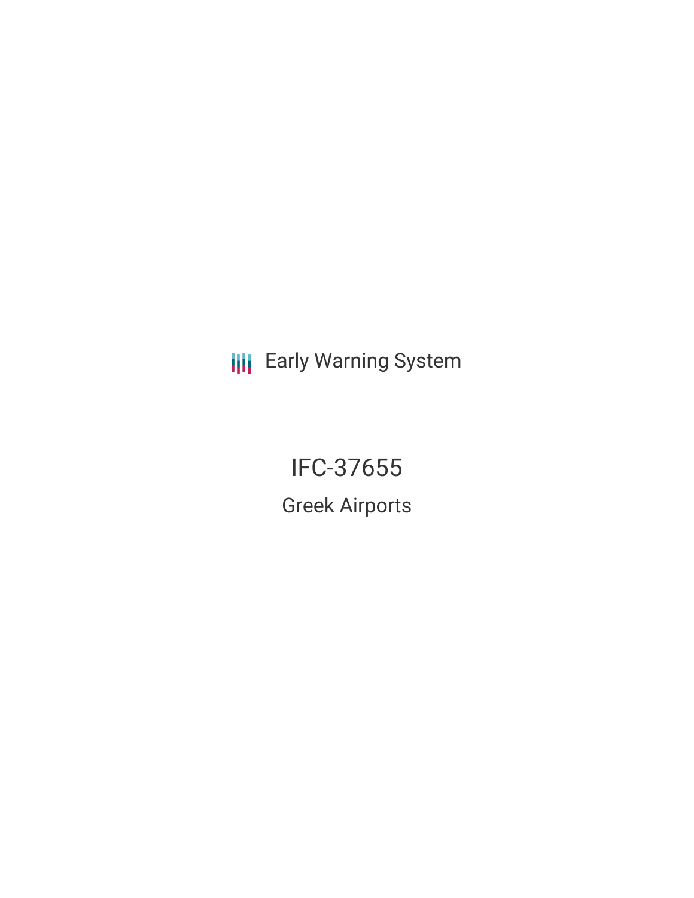Early Warning System

# IFC-37655

## Greek Airports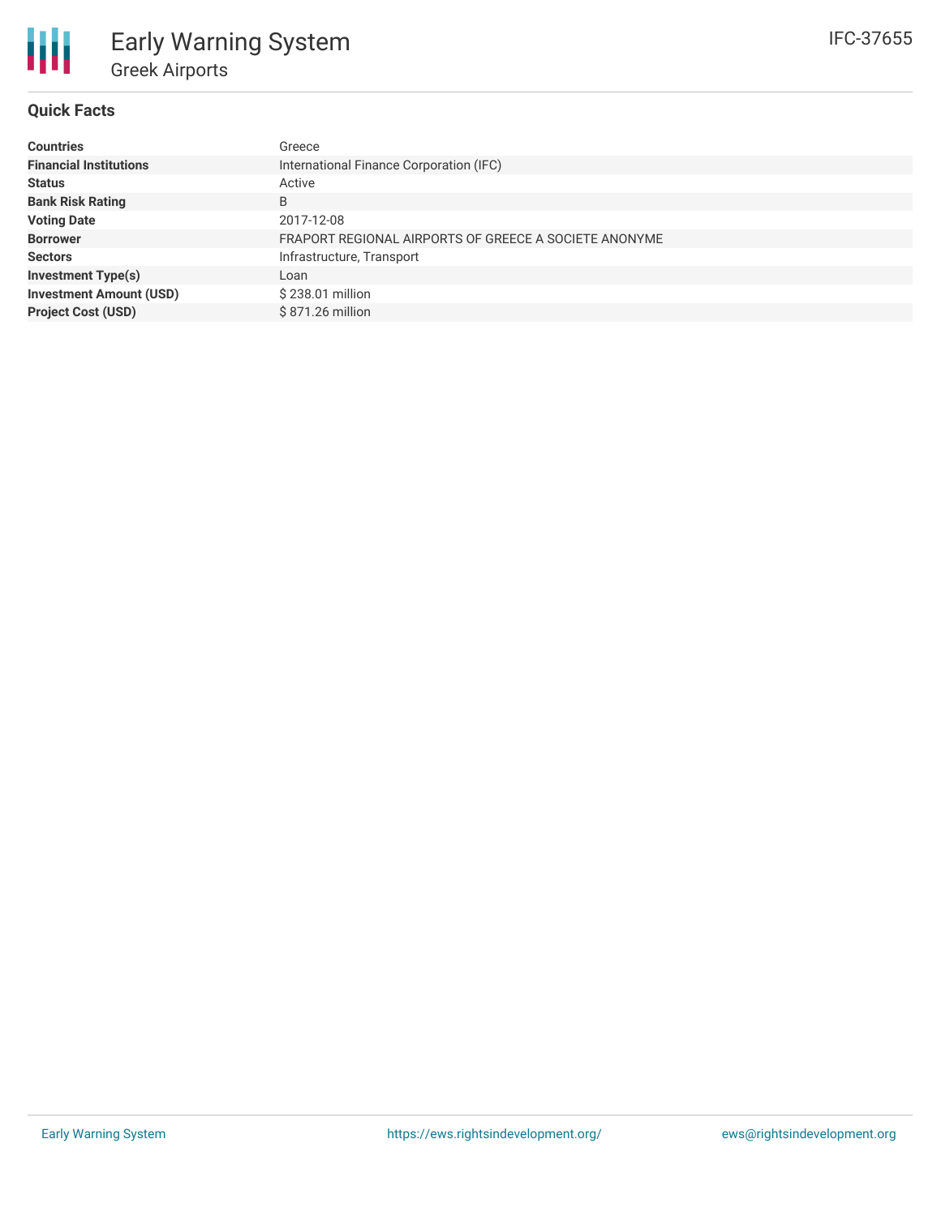# Early Warning System

## Greek Airports

IFC-37655

### Quick Facts

| | |
|---|---|
| **Countries** | Greece |
| **Financial Institutions** | International Finance Corporation (IFC) |
| **Status** | Active |
| **Bank Risk Rating** | B |
| **Voting Date** | 2017-12-08 |
| **Borrower** | FRAPORT REGIONAL AIRPORTS OF GREECE A SOCIETE ANONYME |
| **Sectors** | Infrastructure, Transport |
| **Investment Type(s)** | Loan |
| **Investment Amount (USD)** | $ 238.01 million |
| **Project Cost (USD)** | $ 871.26 million |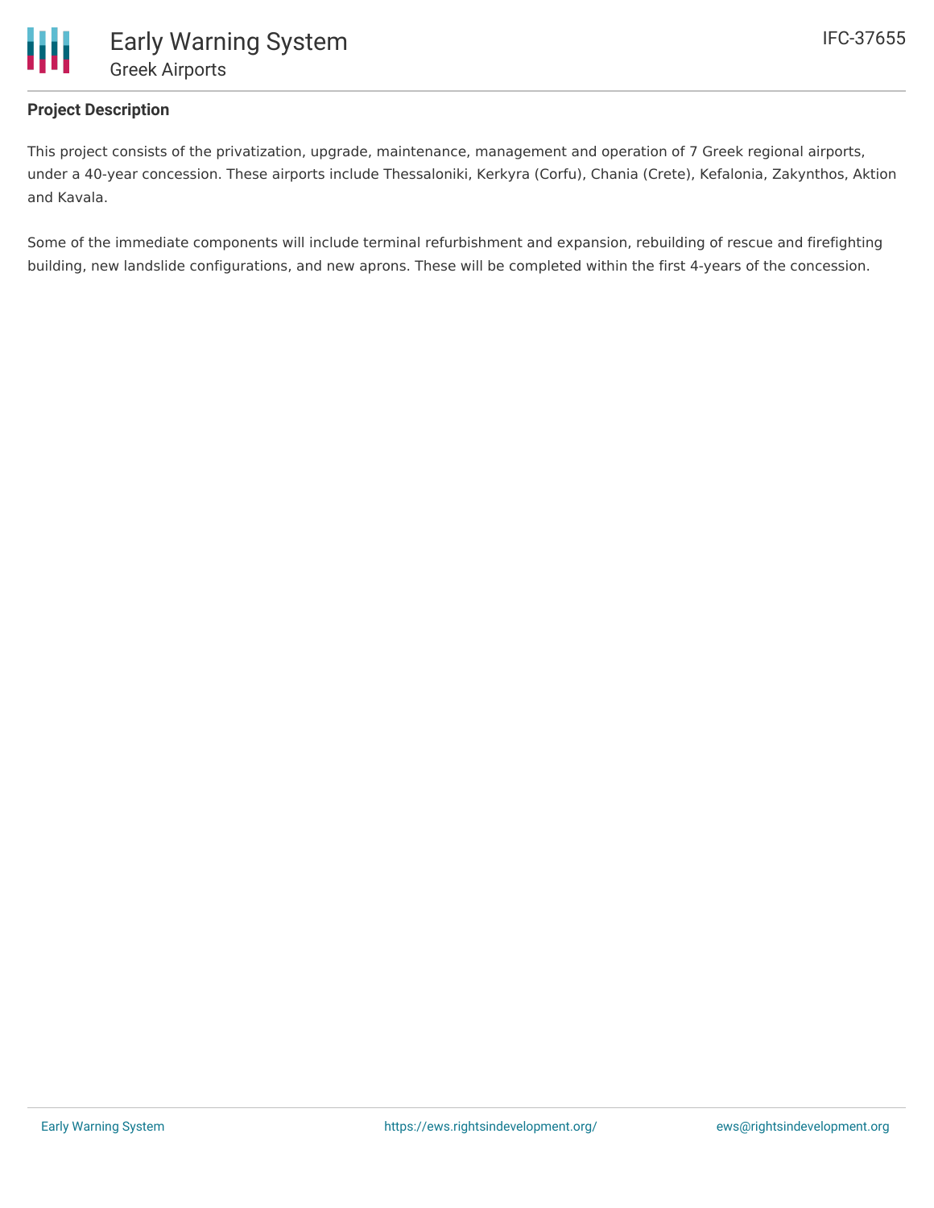## Project Description

This project consists of the privatization, upgrade, maintenance, management and operation of 7 Greek regional airports, under a 40-year concession. These airports include Thessaloniki, Kerkyra (Corfu), Chania (Crete), Kefalonia, Zakynthos, Aktion and Kavala.

Some of the immediate components will include terminal refurbishment and expansion, rebuilding of rescue and firefighting building, new landslide configurations, and new aprons. These will be completed within the first 4-years of the concession.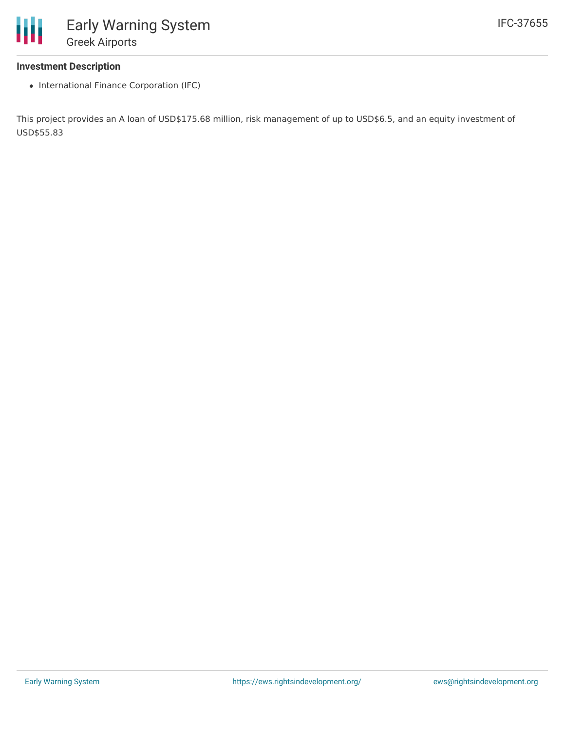### Investment Description

- International Finance Corporation (IFC)

This project provides an A loan of USD$175.68 million, risk management of up to USD$6.5, and an equity investment of USD$55.83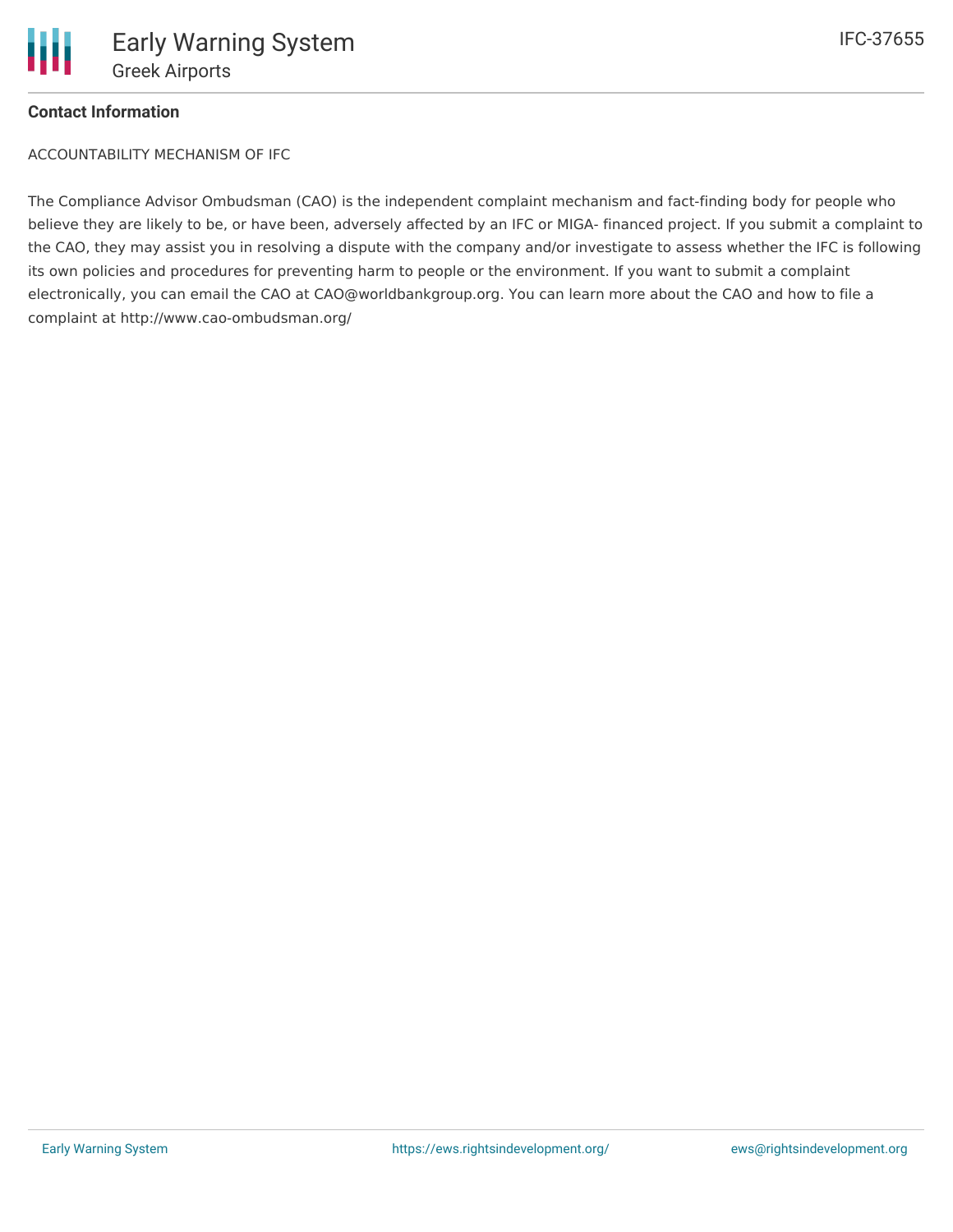**Contact Information**

ACCOUNTABILITY MECHANISM OF IFC

The Compliance Advisor Ombudsman (CAO) is the independent complaint mechanism and fact-finding body for people who believe they are likely to be, or have been, adversely affected by an IFC or MIGA- financed project. If you submit a complaint to the CAO, they may assist you in resolving a dispute with the company and/or investigate to assess whether the IFC is following its own policies and procedures for preventing harm to people or the environment. If you want to submit a complaint electronically, you can email the CAO at CAO@worldbankgroup.org. You can learn more about the CAO and how to file a complaint at http://www.cao-ombudsman.org/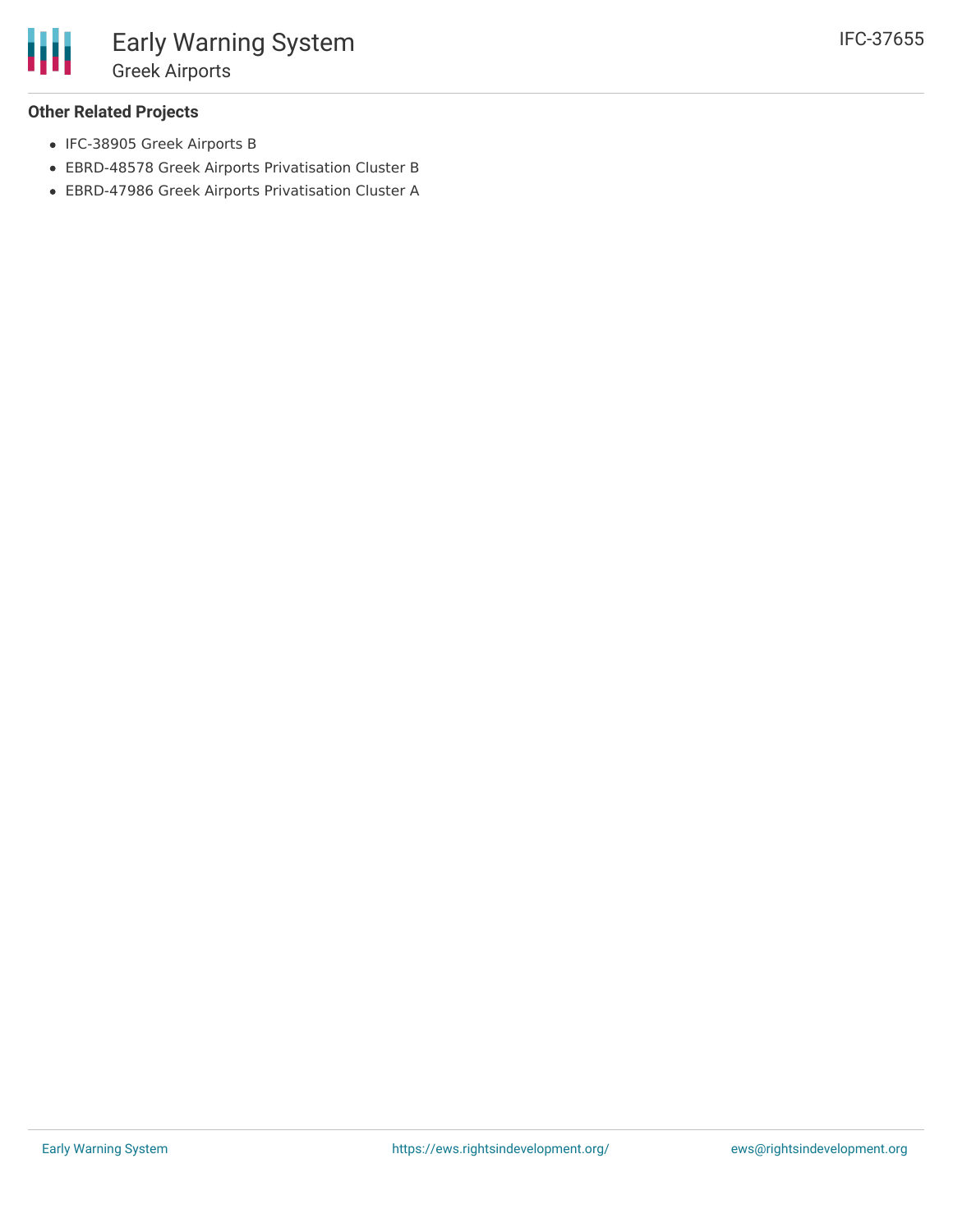### Other Related Projects

- IFC-38905 Greek Airports B
- EBRD-48578 Greek Airports Privatisation Cluster B
- EBRD-47986 Greek Airports Privatisation Cluster A